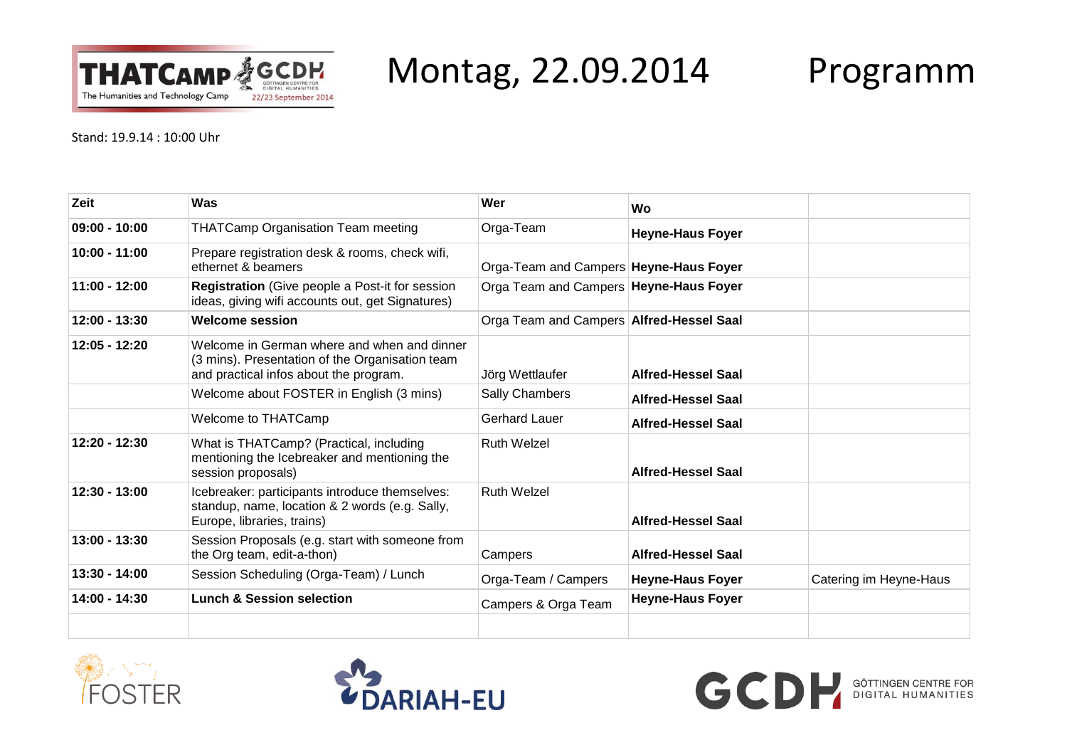# Montag, 22.09.2014 Programm

Stand: 19.9.14 : 10:00 Uhr

| Zeit | Was | Wer | Wo | |
|---|---|---|---|---|
| **09:00 - 10:00** | THATCamp Organisation Team meeting | Orga-Team | **Heyne-Haus Foyer** | |
| **10:00 - 11:00** | Prepare registration desk & rooms, check wifi, ethernet & beamers | Orga-Team and Campers | **Heyne-Haus Foyer** | |
| **11:00 - 12:00** | **Registration** (Give people a Post-it for session ideas, giving wifi accounts out, get Signatures) | Orga Team and Campers | **Heyne-Haus Foyer** | |
| **12:00 - 13:30** | **Welcome session** | Orga Team and Campers | **Alfred-Hessel Saal** | |
| **12:05 - 12:20** | Welcome in German where and when and dinner (3 mins). Presentation of the Organisation team and practical infos about the program. | Jörg Wettlaufer | **Alfred-Hessel Saal** | |
| | Welcome about FOSTER in English (3 mins) | Sally Chambers | **Alfred-Hessel Saal** | |
| | Welcome to THATCamp | Gerhard Lauer | **Alfred-Hessel Saal** | |
| **12:20 - 12:30** | What is THATCamp? (Practical, including mentioning the Icebreaker and mentioning the session proposals) | Ruth Welzel | **Alfred-Hessel Saal** | |
| **12:30 - 13:00** | Icebreaker: participants introduce themselves: standup, name, location & 2 words (e.g. Sally, Europe, libraries, trains) | Ruth Welzel | **Alfred-Hessel Saal** | |
| **13:00 - 13:30** | Session Proposals (e.g. start with someone from the Org team, edit-a-thon) | Campers | **Alfred-Hessel Saal** | |
| **13:30 - 14:00** | Session Scheduling (Orga-Team) / Lunch | Orga-Team / Campers | **Heyne-Haus Foyer** | Catering im Heyne-Haus |
| **14:00 - 14:30** | **Lunch & Session selection** | Campers & Orga Team | **Heyne-Haus Foyer** | |
| | | | | |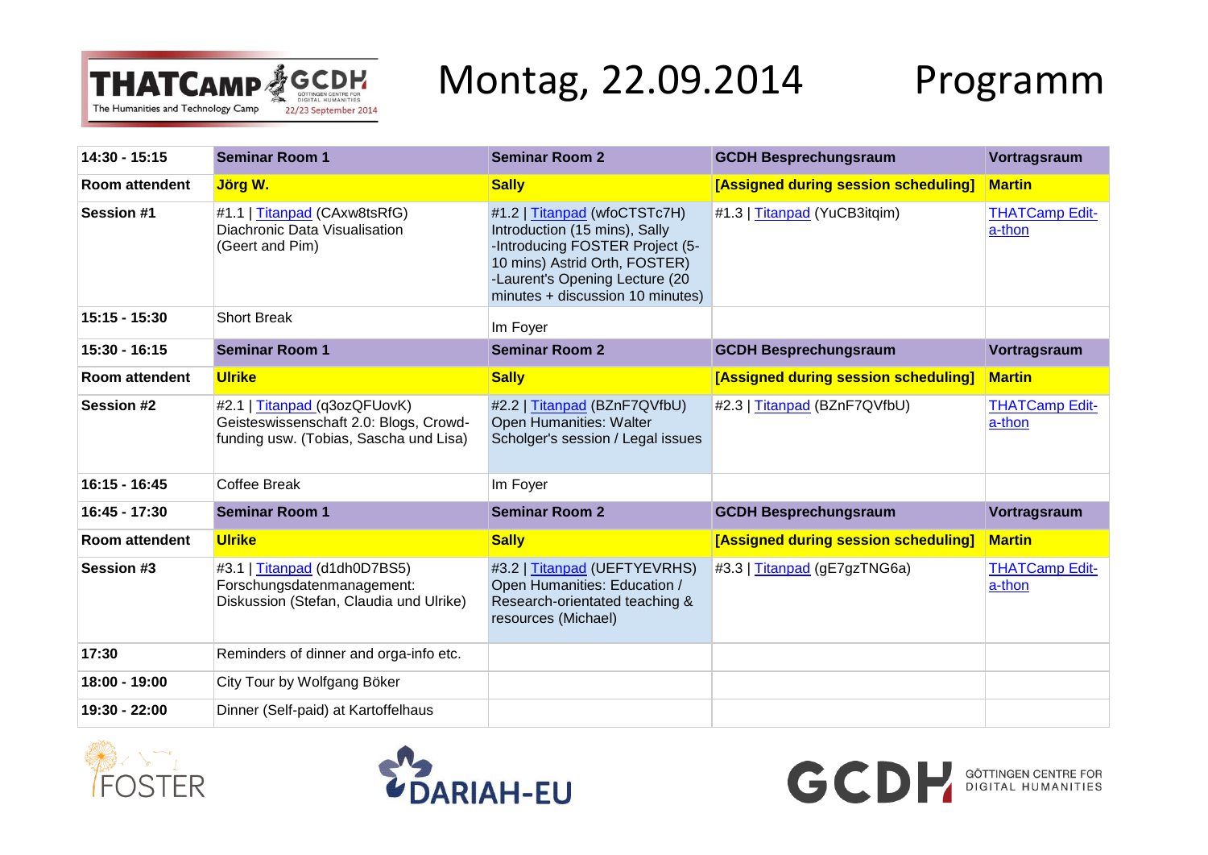# Montag, 22.09.2014 Programm

| 14:30 - 15:15 | Seminar Room 1 | Seminar Room 2 | GCDH Besprechungsraum | Vortragsraum |
|---|---|---|---|---|
| **Room attendent** | **Jörg W.** | **Sally** | **[Assigned during session scheduling]** | **Martin** |
| **Session #1** | #1.1 \| Titanpad (CAxw8tsRfG) Diachronic Data Visualisation (Geert and Pim) | #1.2 \| Titanpad (wfoCTSTc7H) Introduction (15 mins), Sally -Introducing FOSTER Project (5-10 mins) Astrid Orth, FOSTER) -Laurent's Opening Lecture (20 minutes + discussion 10 minutes) | #1.3 \| Titanpad (YuCB3itqim) | THATCamp Edit-a-thon |
| **15:15 - 15:30** | Short Break | Im Foyer | | |
| **15:30 - 16:15** | **Seminar Room 1** | **Seminar Room 2** | **GCDH Besprechungsraum** | **Vortragsraum** |
| **Room attendent** | **Ulrike** | **Sally** | **[Assigned during session scheduling]** | **Martin** |
| **Session #2** | #2.1 \| Titanpad (q3ozQFUovK) Geisteswissenschaft 2.0: Blogs, Crowd-funding usw. (Tobias, Sascha und Lisa) | #2.2 \| Titanpad (BZnF7QVfbU) Open Humanities: Walter Scholger's session / Legal issues | #2.3 \| Titanpad (BZnF7QVfbU) | THATCamp Edit-a-thon |
| **16:15 - 16:45** | Coffee Break | Im Foyer | | |
| **16:45 - 17:30** | **Seminar Room 1** | **Seminar Room 2** | **GCDH Besprechungsraum** | **Vortragsraum** |
| **Room attendent** | **Ulrike** | **Sally** | **[Assigned during session scheduling]** | **Martin** |
| **Session #3** | #3.1 \| Titanpad (d1dh0D7BS5) Forschungsdatenmanagement: Diskussion (Stefan, Claudia und Ulrike) | #3.2 \| Titanpad (UEFTYEVRHS) Open Humanities: Education / Research-orientated teaching & resources (Michael) | #3.3 \| Titanpad (gE7gzTNG6a) | THATCamp Edit-a-thon |
| **17:30** | Reminders of dinner and orga-info etc. | | | |
| **18:00 - 19:00** | City Tour by Wolfgang Böker | | | |
| **19:30 - 22:00** | Dinner (Self-paid) at Kartoffelhaus | | | |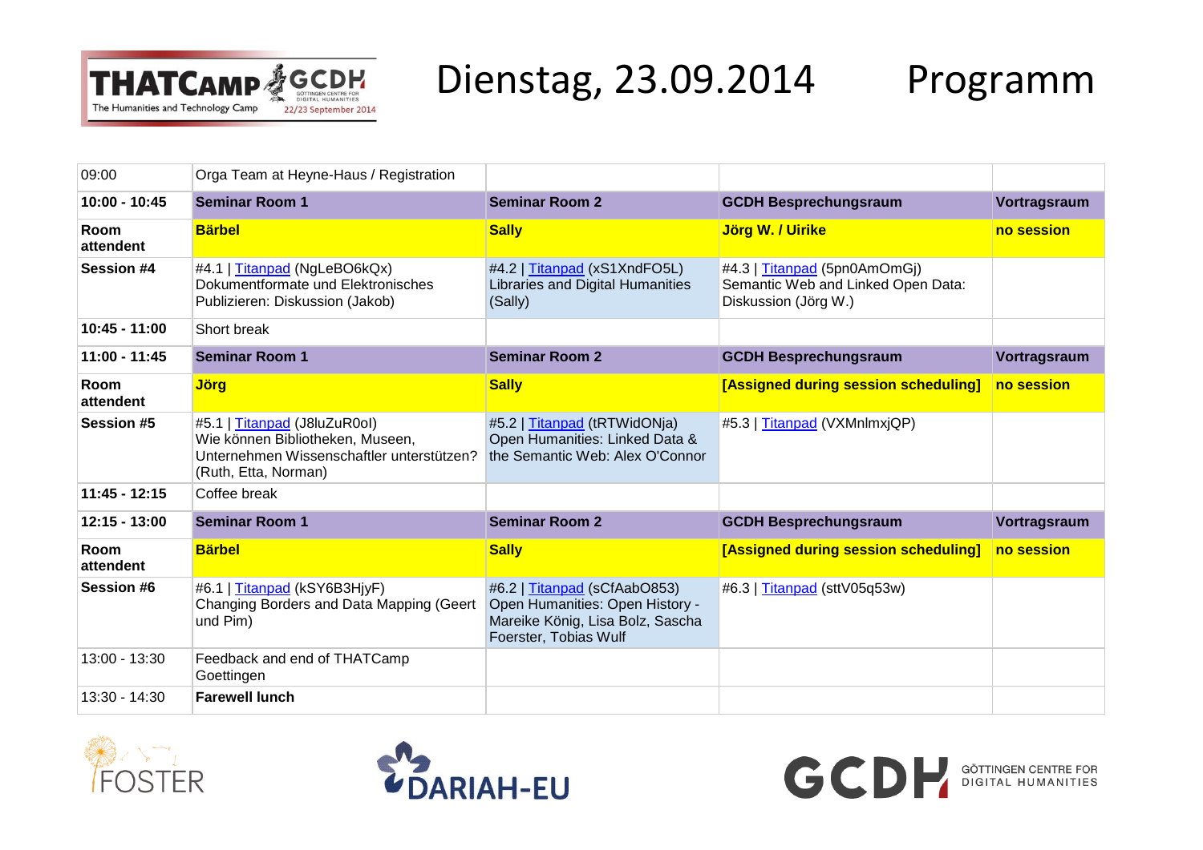# Dienstag, 23.09.2014 Programm

| | | | | |
|---|---|---|---|---|
| 09:00 | Orga Team at Heyne-Haus / Registration | | | |
| **10:00 - 10:45** | **Seminar Room 1** | **Seminar Room 2** | **GCDH Besprechungsraum** | **Vortragsraum** |
| **Room attendent** | **Bärbel** | **Sally** | **Jörg W. / Uirike** | **no session** |
| **Session #4** | #4.1 \| Titanpad (NgLeBO6kQx) Dokumentformate und Elektronisches Publizieren: Diskussion (Jakob) | #4.2 \| Titanpad (xS1XndFO5L) Libraries and Digital Humanities (Sally) | #4.3 \| Titanpad (5pn0AmOmGj) Semantic Web and Linked Open Data: Diskussion (Jörg W.) | |
| **10:45 - 11:00** | Short break | | | |
| **11:00 - 11:45** | **Seminar Room 1** | **Seminar Room 2** | **GCDH Besprechungsraum** | **Vortragsraum** |
| **Room attendent** | **Jörg** | **Sally** | **[Assigned during session scheduling]** | **no session** |
| **Session #5** | #5.1 \| Titanpad (J8luZuR0oI) Wie können Bibliotheken, Museen, Unternehmen Wissenschaftler unterstützen? (Ruth, Etta, Norman) | #5.2 \| Titanpad (tRTWidONja) Open Humanities: Linked Data & the Semantic Web: Alex O'Connor | #5.3 \| Titanpad (VXMnlmxjQP) | |
| **11:45 - 12:15** | Coffee break | | | |
| **12:15 - 13:00** | **Seminar Room 1** | **Seminar Room 2** | **GCDH Besprechungsraum** | **Vortragsraum** |
| **Room attendent** | **Bärbel** | **Sally** | **[Assigned during session scheduling]** | **no session** |
| **Session #6** | #6.1 \| Titanpad (kSY6B3HjyF) Changing Borders and Data Mapping (Geert und Pim) | #6.2 \| Titanpad (sCfAabO853) Open Humanities: Open History - Mareike König, Lisa Bolz, Sascha Foerster, Tobias Wulf | #6.3 \| Titanpad (sttV05q53w) | |
| 13:00 - 13:30 | Feedback and end of THATCamp Goettingen | | | |
| 13:30 - 14:30 | **Farewell lunch** | | | |